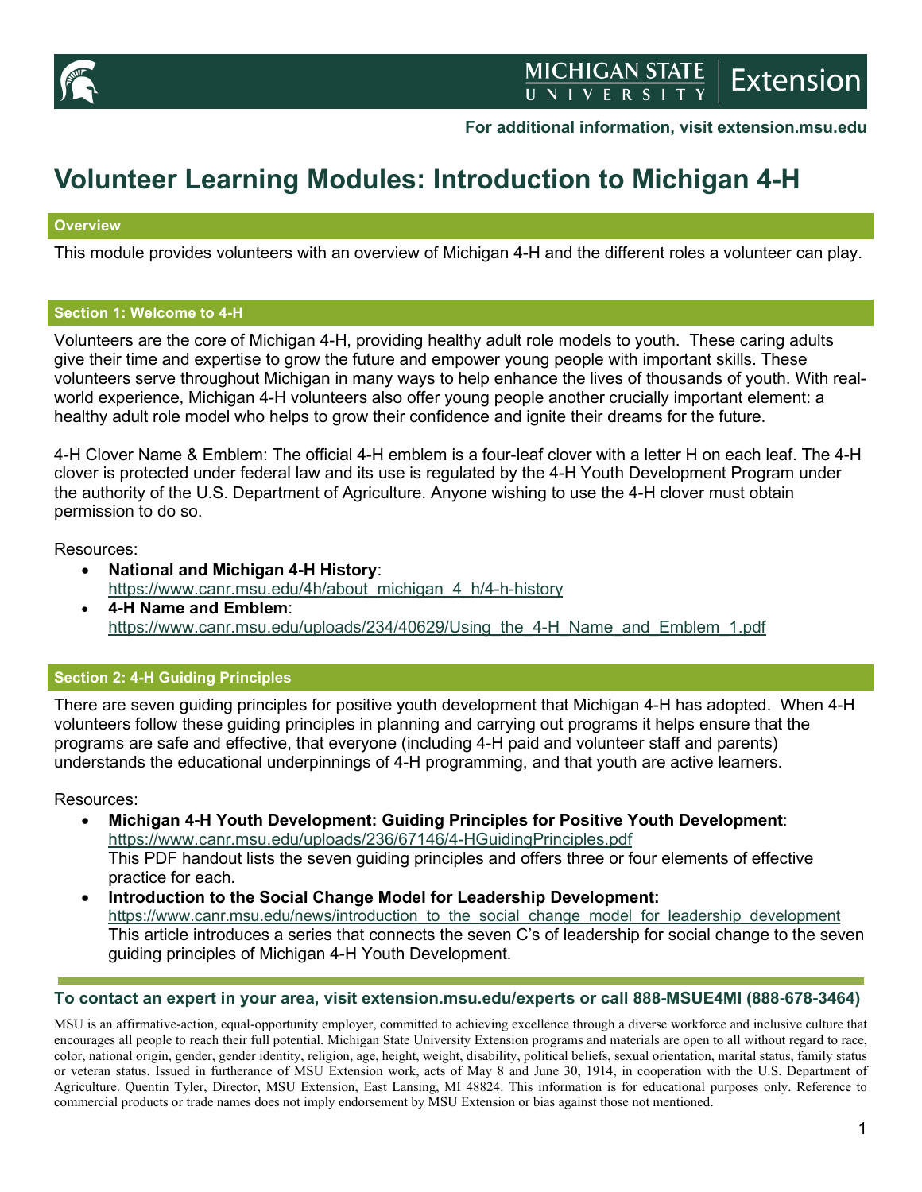For additional information, visit extension.msu.edu

# Volunteer Learning Modules: Introduction to Michigan 4-H

## Overview

This module provides volunteers with an overview of Michigan 4-H and the different roles a volunteer can play.

## Section 1: Welcome to 4-H

Volunteers are the core of Michigan 4-H, providing healthy adult role models to youth. These caring adults give their time and expertise to grow the future and empower young people with important skills. These volunteers serve throughout Michigan in many ways to help enhance the lives of thousands of youth. With real-world experience, Michigan 4-H volunteers also offer young people another crucially important element: a healthy adult role model who helps to grow their confidence and ignite their dreams for the future.

4-H Clover Name & Emblem: The official 4-H emblem is a four-leaf clover with a letter H on each leaf. The 4-H clover is protected under federal law and its use is regulated by the 4-H Youth Development Program under the authority of the U.S. Department of Agriculture. Anyone wishing to use the 4-H clover must obtain permission to do so.

Resources:

- **National and Michigan 4-H History**: https://www.canr.msu.edu/4h/about_michigan_4_h/4-h-history
- **4-H Name and Emblem**: https://www.canr.msu.edu/uploads/234/40629/Using_the_4-H_Name_and_Emblem_1.pdf

## Section 2: 4-H Guiding Principles

There are seven guiding principles for positive youth development that Michigan 4-H has adopted. When 4-H volunteers follow these guiding principles in planning and carrying out programs it helps ensure that the programs are safe and effective, that everyone (including 4-H paid and volunteer staff and parents) understands the educational underpinnings of 4-H programming, and that youth are active learners.

Resources:

- **Michigan 4-H Youth Development: Guiding Principles for Positive Youth Development**: https://www.canr.msu.edu/uploads/236/67146/4-HGuidingPrinciples.pdf
  This PDF handout lists the seven guiding principles and offers three or four elements of effective practice for each.
- **Introduction to the Social Change Model for Leadership Development:** https://www.canr.msu.edu/news/introduction_to_the_social_change_model_for_leadership_development
  This article introduces a series that connects the seven C's of leadership for social change to the seven guiding principles of Michigan 4-H Youth Development.

**To contact an expert in your area, visit extension.msu.edu/experts or call 888-MSUE4MI (888-678-3464)**

MSU is an affirmative-action, equal-opportunity employer, committed to achieving excellence through a diverse workforce and inclusive culture that encourages all people to reach their full potential. Michigan State University Extension programs and materials are open to all without regard to race, color, national origin, gender, gender identity, religion, age, height, weight, disability, political beliefs, sexual orientation, marital status, family status or veteran status. Issued in furtherance of MSU Extension work, acts of May 8 and June 30, 1914, in cooperation with the U.S. Department of Agriculture. Quentin Tyler, Director, MSU Extension, East Lansing, MI 48824. This information is for educational purposes only. Reference to commercial products or trade names does not imply endorsement by MSU Extension or bias against those not mentioned.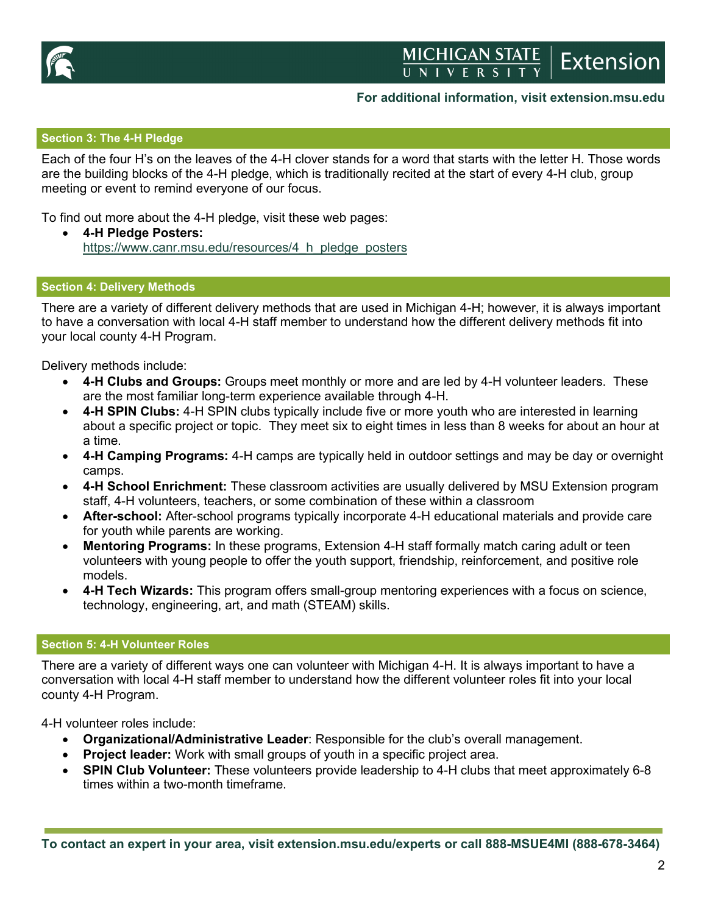## Section 3: The 4-H Pledge

Each of the four H's on the leaves of the 4-H clover stands for a word that starts with the letter H. Those words are the building blocks of the 4-H pledge, which is traditionally recited at the start of every 4-H club, group meeting or event to remind everyone of our focus.

To find out more about the 4-H pledge, visit these web pages:

- **4-H Pledge Posters:** https://www.canr.msu.edu/resources/4_h_pledge_posters

## Section 4: Delivery Methods

There are a variety of different delivery methods that are used in Michigan 4-H; however, it is always important to have a conversation with local 4-H staff member to understand how the different delivery methods fit into your local county 4-H Program.

Delivery methods include:

- **4-H Clubs and Groups:** Groups meet monthly or more and are led by 4-H volunteer leaders. These are the most familiar long-term experience available through 4-H.
- **4-H SPIN Clubs:** 4-H SPIN clubs typically include five or more youth who are interested in learning about a specific project or topic. They meet six to eight times in less than 8 weeks for about an hour at a time.
- **4-H Camping Programs:** 4-H camps are typically held in outdoor settings and may be day or overnight camps.
- **4-H School Enrichment:** These classroom activities are usually delivered by MSU Extension program staff, 4-H volunteers, teachers, or some combination of these within a classroom
- **After-school:** After-school programs typically incorporate 4-H educational materials and provide care for youth while parents are working.
- **Mentoring Programs:** In these programs, Extension 4-H staff formally match caring adult or teen volunteers with young people to offer the youth support, friendship, reinforcement, and positive role models.
- **4-H Tech Wizards:** This program offers small-group mentoring experiences with a focus on science, technology, engineering, art, and math (STEAM) skills.

## Section 5: 4-H Volunteer Roles

There are a variety of different ways one can volunteer with Michigan 4-H. It is always important to have a conversation with local 4-H staff member to understand how the different volunteer roles fit into your local county 4-H Program.

4-H volunteer roles include:

- **Organizational/Administrative Leader**: Responsible for the club's overall management.
- **Project leader:** Work with small groups of youth in a specific project area.
- **SPIN Club Volunteer:** These volunteers provide leadership to 4-H clubs that meet approximately 6-8 times within a two-month timeframe.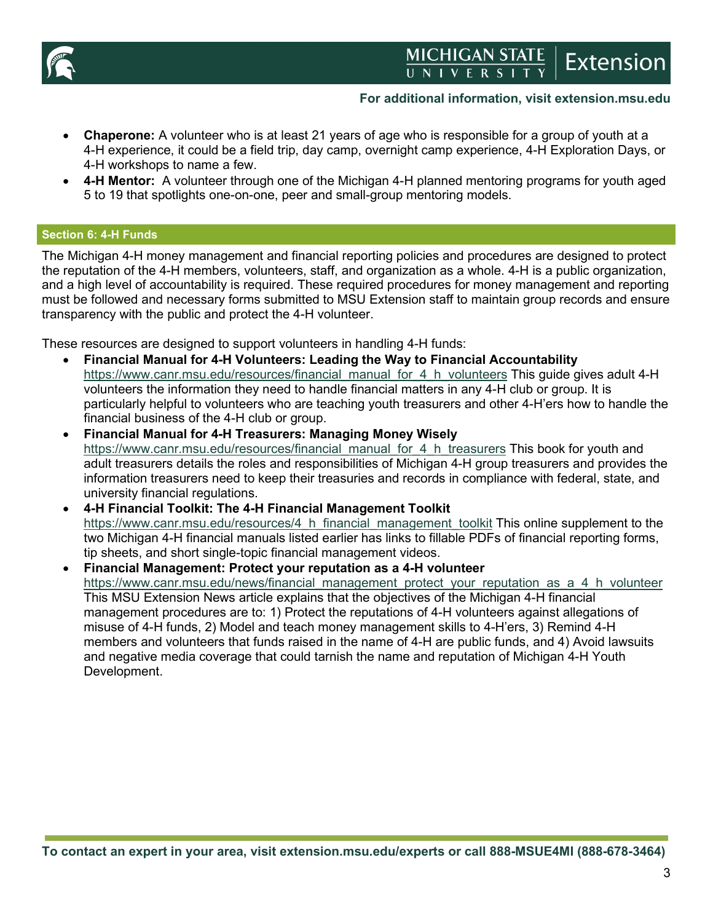- **Chaperone:** A volunteer who is at least 21 years of age who is responsible for a group of youth at a 4-H experience, it could be a field trip, day camp, overnight camp experience, 4-H Exploration Days, or 4-H workshops to name a few.
- **4-H Mentor:** A volunteer through one of the Michigan 4-H planned mentoring programs for youth aged 5 to 19 that spotlights one-on-one, peer and small-group mentoring models.

## Section 6: 4-H Funds

The Michigan 4-H money management and financial reporting policies and procedures are designed to protect the reputation of the 4-H members, volunteers, staff, and organization as a whole. 4-H is a public organization, and a high level of accountability is required. These required procedures for money management and reporting must be followed and necessary forms submitted to MSU Extension staff to maintain group records and ensure transparency with the public and protect the 4-H volunteer.

These resources are designed to support volunteers in handling 4-H funds:

- **Financial Manual for 4-H Volunteers: Leading the Way to Financial Accountability** https://www.canr.msu.edu/resources/financial_manual_for_4_h_volunteers This guide gives adult 4-H volunteers the information they need to handle financial matters in any 4-H club or group. It is particularly helpful to volunteers who are teaching youth treasurers and other 4-H'ers how to handle the financial business of the 4-H club or group.
- **Financial Manual for 4-H Treasurers: Managing Money Wisely** https://www.canr.msu.edu/resources/financial_manual_for_4_h_treasurers This book for youth and adult treasurers details the roles and responsibilities of Michigan 4-H group treasurers and provides the information treasurers need to keep their treasuries and records in compliance with federal, state, and university financial regulations.
- **4-H Financial Toolkit: The 4-H Financial Management Toolkit** https://www.canr.msu.edu/resources/4_h_financial_management_toolkit This online supplement to the two Michigan 4-H financial manuals listed earlier has links to fillable PDFs of financial reporting forms, tip sheets, and short single-topic financial management videos.
- **Financial Management: Protect your reputation as a 4-H volunteer** https://www.canr.msu.edu/news/financial_management_protect_your_reputation_as_a_4_h_volunteer This MSU Extension News article explains that the objectives of the Michigan 4-H financial management procedures are to: 1) Protect the reputations of 4-H volunteers against allegations of misuse of 4-H funds, 2) Model and teach money management skills to 4-H'ers, 3) Remind 4-H members and volunteers that funds raised in the name of 4-H are public funds, and 4) Avoid lawsuits and negative media coverage that could tarnish the name and reputation of Michigan 4-H Youth Development.